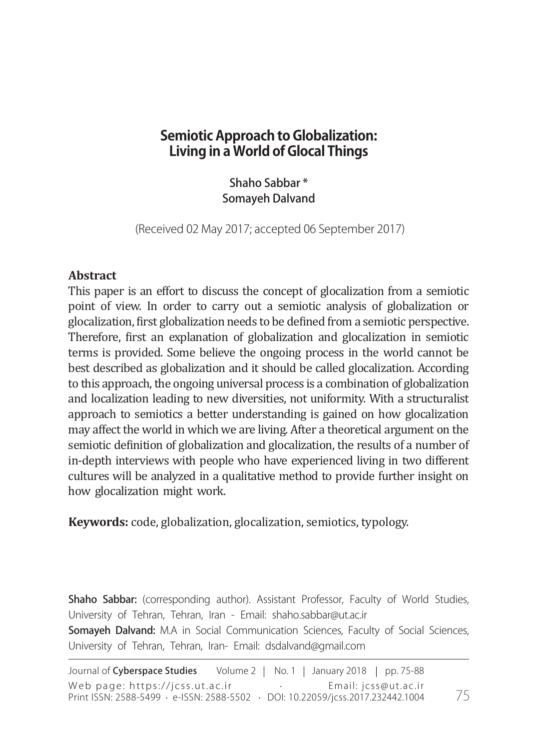# Semiotic Approach to Globalization: Living in a World of Glocal Things

**Shaho Sabbar ***
**Somayeh Dalvand**

(Received 02 May 2017; accepted 06 September 2017)

## Abstract

This paper is an effort to discuss the concept of glocalization from a semiotic point of view. In order to carry out a semiotic analysis of globalization or glocalization, first globalization needs to be defined from a semiotic perspective. Therefore, first an explanation of globalization and glocalization in semiotic terms is provided. Some believe the ongoing process in the world cannot be best described as globalization and it should be called glocalization. According to this approach, the ongoing universal process is a combination of globalization and localization leading to new diversities, not uniformity. With a structuralist approach to semiotics a better understanding is gained on how glocalization may affect the world in which we are living. After a theoretical argument on the semiotic definition of globalization and glocalization, the results of a number of in-depth interviews with people who have experienced living in two different cultures will be analyzed in a qualitative method to provide further insight on how glocalization might work.

**Keywords:** code, globalization, glocalization, semiotics, typology.

---

**Shaho Sabbar:** (corresponding author). Assistant Professor, Faculty of World Studies, University of Tehran, Tehran, Iran - Email: shaho.sabbar@ut.ac.ir

**Somayeh Dalvand:** M.A in Social Communication Sciences, Faculty of Social Sciences, University of Tehran, Tehran, Iran- Email: dsdalvand@gmail.com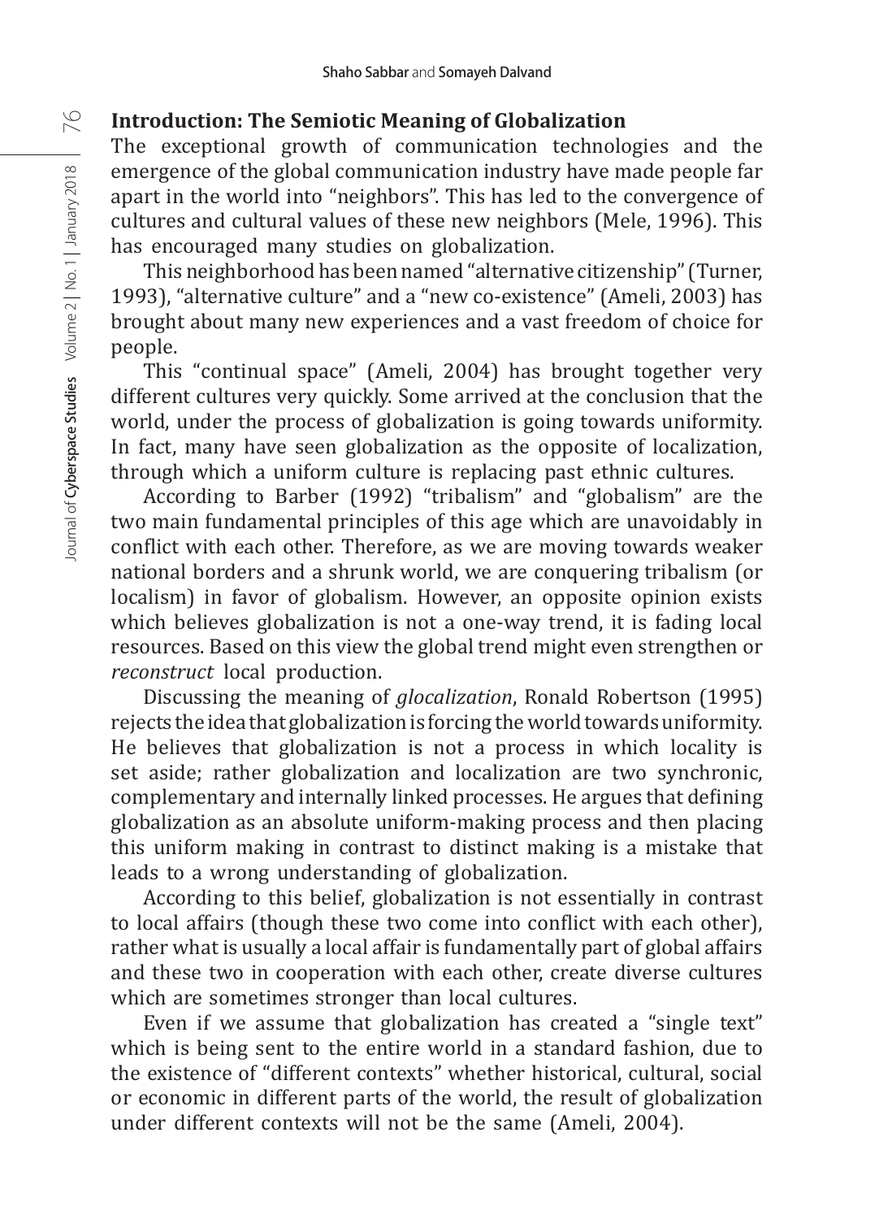## Introduction: The Semiotic Meaning of Globalization

The exceptional growth of communication technologies and the emergence of the global communication industry have made people far apart in the world into "neighbors". This has led to the convergence of cultures and cultural values of these new neighbors (Mele, 1996). This has encouraged many studies on globalization.

This neighborhood has been named "alternative citizenship" (Turner, 1993), "alternative culture" and a "new co-existence" (Ameli, 2003) has brought about many new experiences and a vast freedom of choice for people.

This "continual space" (Ameli, 2004) has brought together very different cultures very quickly. Some arrived at the conclusion that the world, under the process of globalization is going towards uniformity. In fact, many have seen globalization as the opposite of localization, through which a uniform culture is replacing past ethnic cultures.

According to Barber (1992) "tribalism" and "globalism" are the two main fundamental principles of this age which are unavoidably in conflict with each other. Therefore, as we are moving towards weaker national borders and a shrunk world, we are conquering tribalism (or localism) in favor of globalism. However, an opposite opinion exists which believes globalization is not a one-way trend, it is fading local resources. Based on this view the global trend might even strengthen or *reconstruct* local production.

Discussing the meaning of *glocalization*, Ronald Robertson (1995) rejects the idea that globalization is forcing the world towards uniformity. He believes that globalization is not a process in which locality is set aside; rather globalization and localization are two synchronic, complementary and internally linked processes. He argues that defining globalization as an absolute uniform-making process and then placing this uniform making in contrast to distinct making is a mistake that leads to a wrong understanding of globalization.

According to this belief, globalization is not essentially in contrast to local affairs (though these two come into conflict with each other), rather what is usually a local affair is fundamentally part of global affairs and these two in cooperation with each other, create diverse cultures which are sometimes stronger than local cultures.

Even if we assume that globalization has created a "single text" which is being sent to the entire world in a standard fashion, due to the existence of "different contexts" whether historical, cultural, social or economic in different parts of the world, the result of globalization under different contexts will not be the same (Ameli, 2004).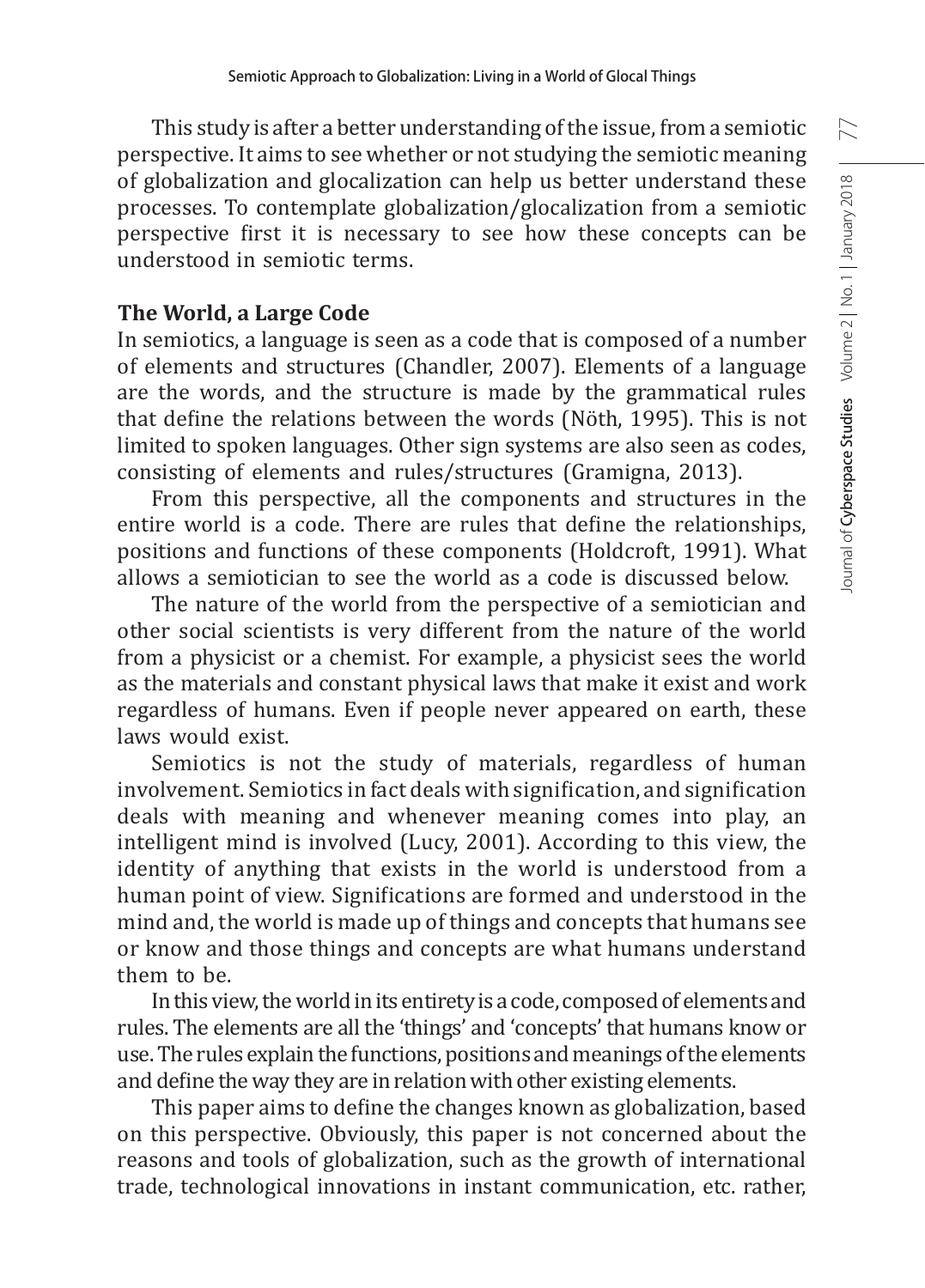This study is after a better understanding of the issue, from a semiotic perspective. It aims to see whether or not studying the semiotic meaning of globalization and glocalization can help us better understand these processes. To contemplate globalization/glocalization from a semiotic perspective first it is necessary to see how these concepts can be understood in semiotic terms.

## The World, a Large Code

In semiotics, a language is seen as a code that is composed of a number of elements and structures (Chandler, 2007). Elements of a language are the words, and the structure is made by the grammatical rules that define the relations between the words (Nöth, 1995). This is not limited to spoken languages. Other sign systems are also seen as codes, consisting of elements and rules/structures (Gramigna, 2013).

From this perspective, all the components and structures in the entire world is a code. There are rules that define the relationships, positions and functions of these components (Holdcroft, 1991). What allows a semiotician to see the world as a code is discussed below.

The nature of the world from the perspective of a semiotician and other social scientists is very different from the nature of the world from a physicist or a chemist. For example, a physicist sees the world as the materials and constant physical laws that make it exist and work regardless of humans. Even if people never appeared on earth, these laws would exist.

Semiotics is not the study of materials, regardless of human involvement. Semiotics in fact deals with signification, and signification deals with meaning and whenever meaning comes into play, an intelligent mind is involved (Lucy, 2001). According to this view, the identity of anything that exists in the world is understood from a human point of view. Significations are formed and understood in the mind and, the world is made up of things and concepts that humans see or know and those things and concepts are what humans understand them to be.

In this view, the world in its entirety is a code, composed of elements and rules. The elements are all the 'things' and 'concepts' that humans know or use. The rules explain the functions, positions and meanings of the elements and define the way they are in relation with other existing elements.

This paper aims to define the changes known as globalization, based on this perspective. Obviously, this paper is not concerned about the reasons and tools of globalization, such as the growth of international trade, technological innovations in instant communication, etc. rather,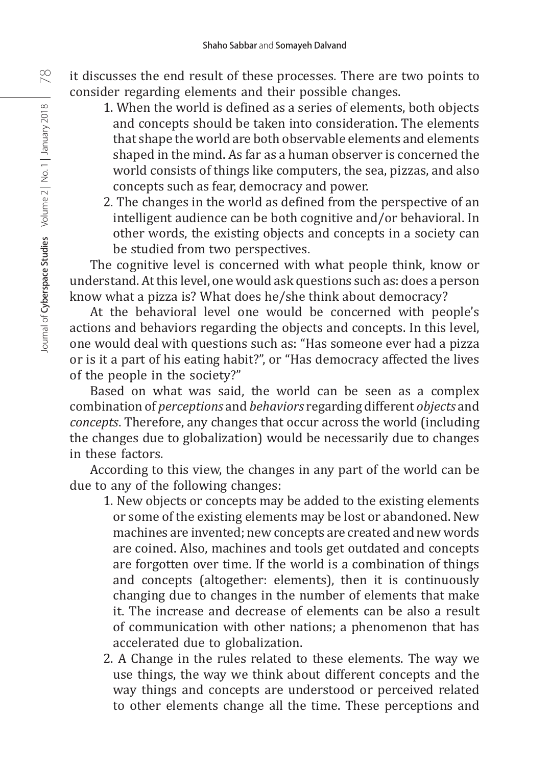it discusses the end result of these processes. There are two points to consider regarding elements and their possible changes.

1. When the world is defined as a series of elements, both objects and concepts should be taken into consideration. The elements that shape the world are both observable elements and elements shaped in the mind. As far as a human observer is concerned the world consists of things like computers, the sea, pizzas, and also concepts such as fear, democracy and power.
2. The changes in the world as defined from the perspective of an intelligent audience can be both cognitive and/or behavioral. In other words, the existing objects and concepts in a society can be studied from two perspectives.

The cognitive level is concerned with what people think, know or understand. At this level, one would ask questions such as: does a person know what a pizza is? What does he/she think about democracy?

At the behavioral level one would be concerned with people's actions and behaviors regarding the objects and concepts. In this level, one would deal with questions such as: "Has someone ever had a pizza or is it a part of his eating habit?", or "Has democracy affected the lives of the people in the society?"

Based on what was said, the world can be seen as a complex combination of *perceptions* and *behaviors* regarding different *objects* and *concepts*. Therefore, any changes that occur across the world (including the changes due to globalization) would be necessarily due to changes in these factors.

According to this view, the changes in any part of the world can be due to any of the following changes:

1. New objects or concepts may be added to the existing elements or some of the existing elements may be lost or abandoned. New machines are invented; new concepts are created and new words are coined. Also, machines and tools get outdated and concepts are forgotten over time. If the world is a combination of things and concepts (altogether: elements), then it is continuously changing due to changes in the number of elements that make it. The increase and decrease of elements can be also a result of communication with other nations; a phenomenon that has accelerated due to globalization.
2. A Change in the rules related to these elements. The way we use things, the way we think about different concepts and the way things and concepts are understood or perceived related to other elements change all the time. These perceptions and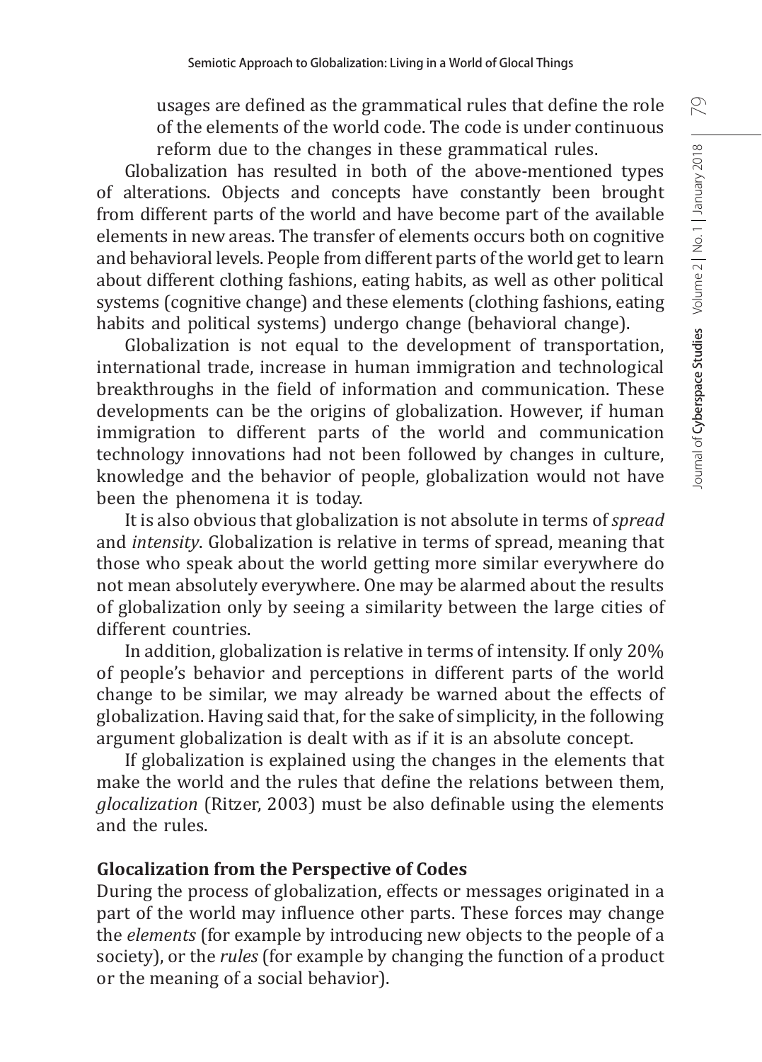usages are defined as the grammatical rules that define the role of the elements of the world code. The code is under continuous reform due to the changes in these grammatical rules.

Globalization has resulted in both of the above-mentioned types of alterations. Objects and concepts have constantly been brought from different parts of the world and have become part of the available elements in new areas. The transfer of elements occurs both on cognitive and behavioral levels. People from different parts of the world get to learn about different clothing fashions, eating habits, as well as other political systems (cognitive change) and these elements (clothing fashions, eating habits and political systems) undergo change (behavioral change).

Globalization is not equal to the development of transportation, international trade, increase in human immigration and technological breakthroughs in the field of information and communication. These developments can be the origins of globalization. However, if human immigration to different parts of the world and communication technology innovations had not been followed by changes in culture, knowledge and the behavior of people, globalization would not have been the phenomena it is today.

It is also obvious that globalization is not absolute in terms of *spread* and *intensity*. Globalization is relative in terms of spread, meaning that those who speak about the world getting more similar everywhere do not mean absolutely everywhere. One may be alarmed about the results of globalization only by seeing a similarity between the large cities of different countries.

In addition, globalization is relative in terms of intensity. If only 20% of people's behavior and perceptions in different parts of the world change to be similar, we may already be warned about the effects of globalization. Having said that, for the sake of simplicity, in the following argument globalization is dealt with as if it is an absolute concept.

If globalization is explained using the changes in the elements that make the world and the rules that define the relations between them, *glocalization* (Ritzer, 2003) must be also definable using the elements and the rules.

## Glocalization from the Perspective of Codes

During the process of globalization, effects or messages originated in a part of the world may influence other parts. These forces may change the *elements* (for example by introducing new objects to the people of a society), or the *rules* (for example by changing the function of a product or the meaning of a social behavior).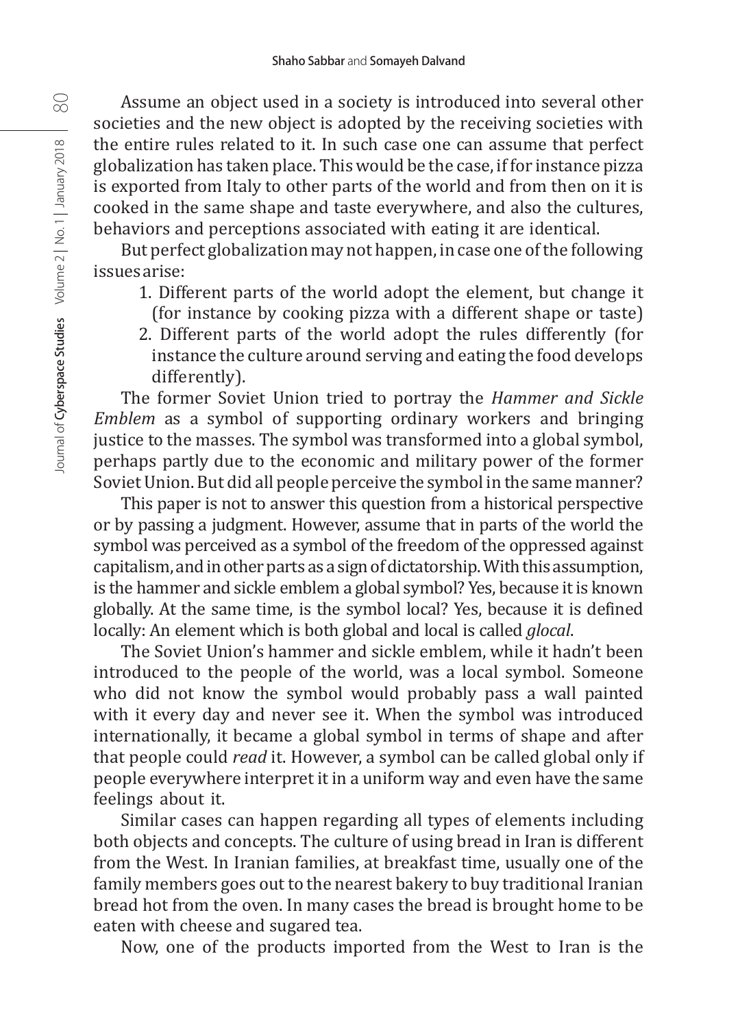Assume an object used in a society is introduced into several other societies and the new object is adopted by the receiving societies with the entire rules related to it. In such case one can assume that perfect globalization has taken place. This would be the case, if for instance pizza is exported from Italy to other parts of the world and from then on it is cooked in the same shape and taste everywhere, and also the cultures, behaviors and perceptions associated with eating it are identical.

But perfect globalization may not happen, in case one of the following issues arise:

1. Different parts of the world adopt the element, but change it (for instance by cooking pizza with a different shape or taste)
2. Different parts of the world adopt the rules differently (for instance the culture around serving and eating the food develops differently).

The former Soviet Union tried to portray the *Hammer and Sickle Emblem* as a symbol of supporting ordinary workers and bringing justice to the masses. The symbol was transformed into a global symbol, perhaps partly due to the economic and military power of the former Soviet Union. But did all people perceive the symbol in the same manner?

This paper is not to answer this question from a historical perspective or by passing a judgment. However, assume that in parts of the world the symbol was perceived as a symbol of the freedom of the oppressed against capitalism, and in other parts as a sign of dictatorship. With this assumption, is the hammer and sickle emblem a global symbol? Yes, because it is known globally. At the same time, is the symbol local? Yes, because it is defined locally: An element which is both global and local is called *glocal*.

The Soviet Union's hammer and sickle emblem, while it hadn't been introduced to the people of the world, was a local symbol. Someone who did not know the symbol would probably pass a wall painted with it every day and never see it. When the symbol was introduced internationally, it became a global symbol in terms of shape and after that people could *read* it. However, a symbol can be called global only if people everywhere interpret it in a uniform way and even have the same feelings about it.

Similar cases can happen regarding all types of elements including both objects and concepts. The culture of using bread in Iran is different from the West. In Iranian families, at breakfast time, usually one of the family members goes out to the nearest bakery to buy traditional Iranian bread hot from the oven. In many cases the bread is brought home to be eaten with cheese and sugared tea.

Now, one of the products imported from the West to Iran is the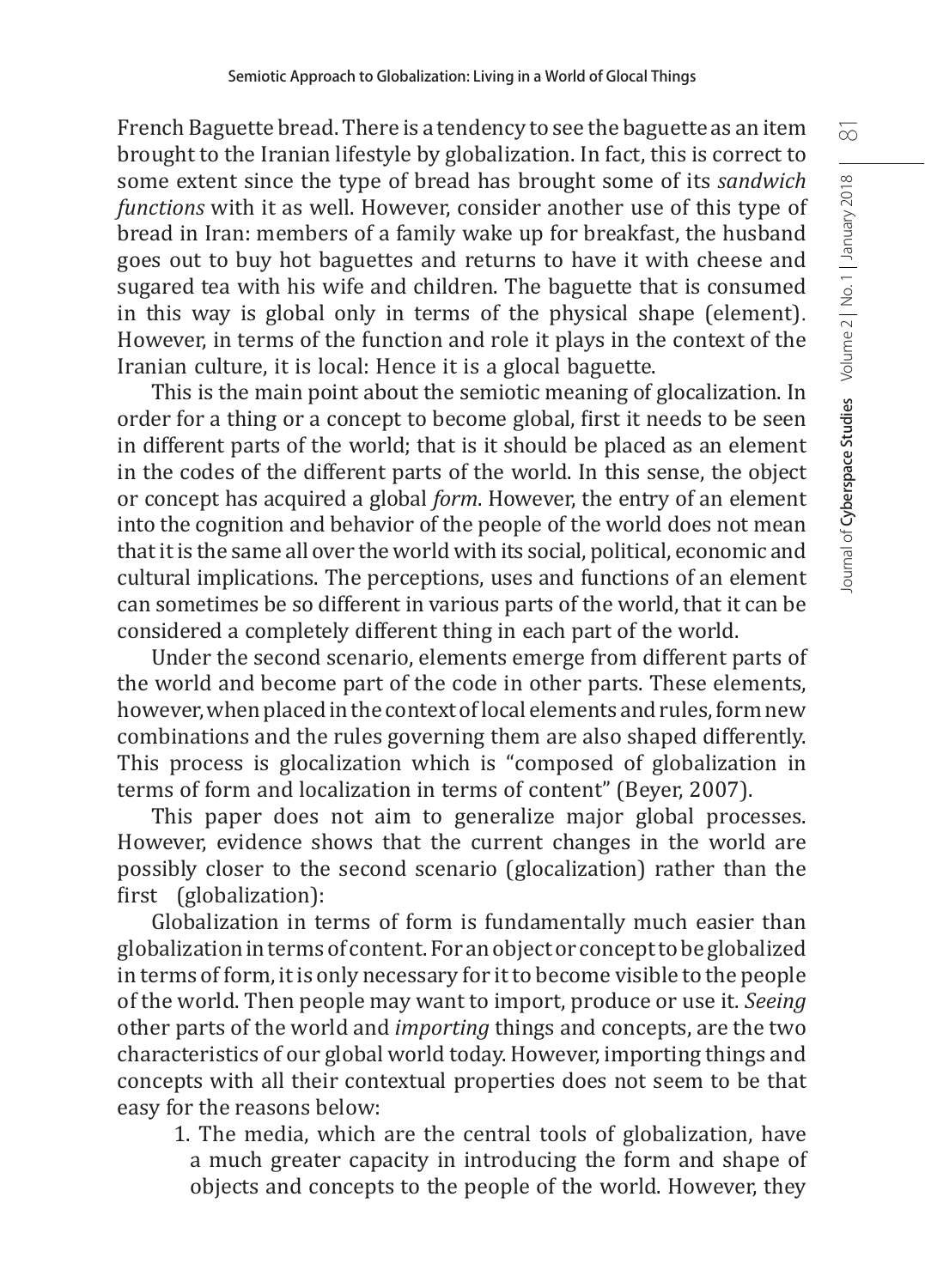French Baguette bread. There is a tendency to see the baguette as an item brought to the Iranian lifestyle by globalization. In fact, this is correct to some extent since the type of bread has brought some of its *sandwich functions* with it as well. However, consider another use of this type of bread in Iran: members of a family wake up for breakfast, the husband goes out to buy hot baguettes and returns to have it with cheese and sugared tea with his wife and children. The baguette that is consumed in this way is global only in terms of the physical shape (element). However, in terms of the function and role it plays in the context of the Iranian culture, it is local: Hence it is a glocal baguette.

This is the main point about the semiotic meaning of glocalization. In order for a thing or a concept to become global, first it needs to be seen in different parts of the world; that is it should be placed as an element in the codes of the different parts of the world. In this sense, the object or concept has acquired a global *form*. However, the entry of an element into the cognition and behavior of the people of the world does not mean that it is the same all over the world with its social, political, economic and cultural implications. The perceptions, uses and functions of an element can sometimes be so different in various parts of the world, that it can be considered a completely different thing in each part of the world.

Under the second scenario, elements emerge from different parts of the world and become part of the code in other parts. These elements, however, when placed in the context of local elements and rules, form new combinations and the rules governing them are also shaped differently. This process is glocalization which is "composed of globalization in terms of form and localization in terms of content" (Beyer, 2007).

This paper does not aim to generalize major global processes. However, evidence shows that the current changes in the world are possibly closer to the second scenario (glocalization) rather than the first (globalization):

Globalization in terms of form is fundamentally much easier than globalization in terms of content. For an object or concept to be globalized in terms of form, it is only necessary for it to become visible to the people of the world. Then people may want to import, produce or use it. *Seeing* other parts of the world and *importing* things and concepts, are the two characteristics of our global world today. However, importing things and concepts with all their contextual properties does not seem to be that easy for the reasons below:

1. The media, which are the central tools of globalization, have a much greater capacity in introducing the form and shape of objects and concepts to the people of the world. However, they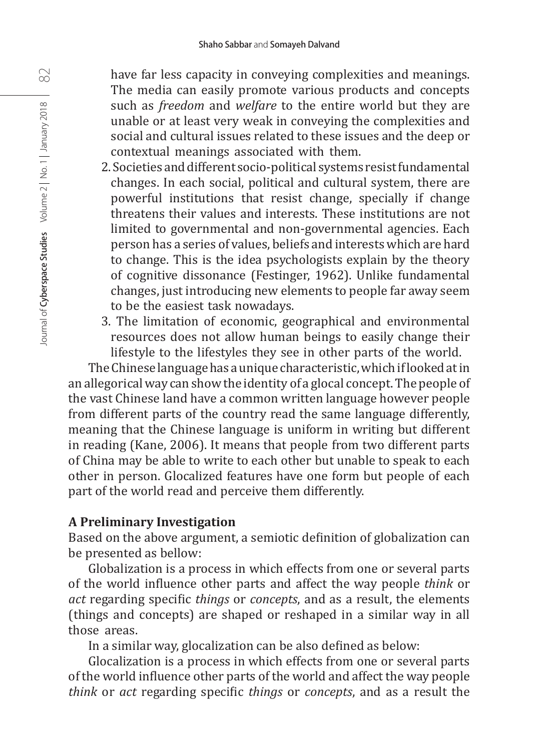have far less capacity in conveying complexities and meanings. The media can easily promote various products and concepts such as *freedom* and *welfare* to the entire world but they are unable or at least very weak in conveying the complexities and social and cultural issues related to these issues and the deep or contextual meanings associated with them.

2. Societies and different socio-political systems resist fundamental changes. In each social, political and cultural system, there are powerful institutions that resist change, specially if change threatens their values and interests. These institutions are not limited to governmental and non-governmental agencies. Each person has a series of values, beliefs and interests which are hard to change. This is the idea psychologists explain by the theory of cognitive dissonance (Festinger, 1962). Unlike fundamental changes, just introducing new elements to people far away seem to be the easiest task nowadays.
3. The limitation of economic, geographical and environmental resources does not allow human beings to easily change their lifestyle to the lifestyles they see in other parts of the world.

The Chinese language has a unique characteristic, which if looked at in an allegorical way can show the identity of a glocal concept. The people of the vast Chinese land have a common written language however people from different parts of the country read the same language differently, meaning that the Chinese language is uniform in writing but different in reading (Kane, 2006). It means that people from two different parts of China may be able to write to each other but unable to speak to each other in person. Glocalized features have one form but people of each part of the world read and perceive them differently.

## A Preliminary Investigation

Based on the above argument, a semiotic definition of globalization can be presented as bellow:

Globalization is a process in which effects from one or several parts of the world influence other parts and affect the way people *think* or *act* regarding specific *things* or *concepts*, and as a result, the elements (things and concepts) are shaped or reshaped in a similar way in all those areas.

In a similar way, glocalization can be also defined as below:

Glocalization is a process in which effects from one or several parts of the world influence other parts of the world and affect the way people *think* or *act* regarding specific *things* or *concepts*, and as a result the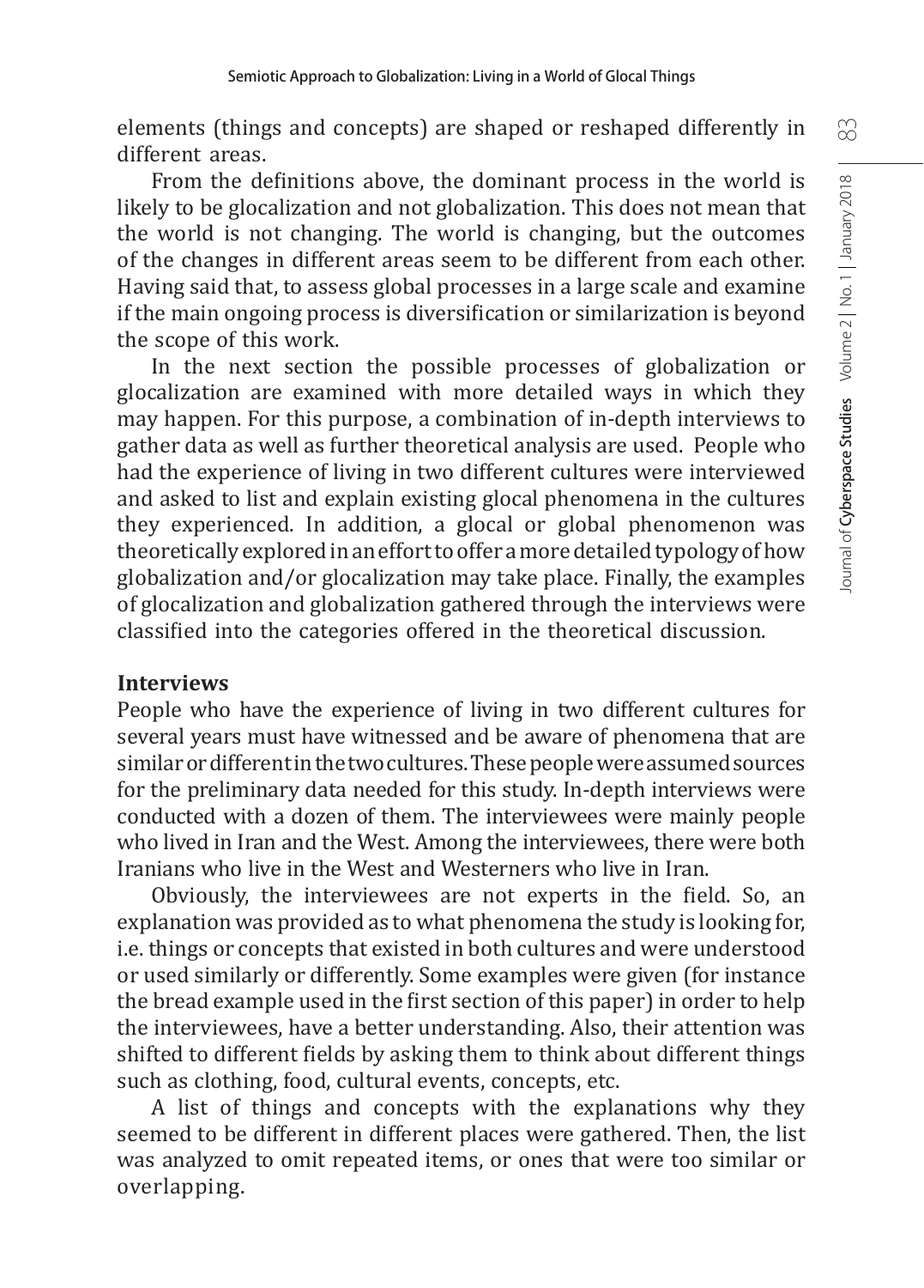elements (things and concepts) are shaped or reshaped differently in different areas.

From the definitions above, the dominant process in the world is likely to be glocalization and not globalization. This does not mean that the world is not changing. The world is changing, but the outcomes of the changes in different areas seem to be different from each other. Having said that, to assess global processes in a large scale and examine if the main ongoing process is diversification or similarization is beyond the scope of this work.

In the next section the possible processes of globalization or glocalization are examined with more detailed ways in which they may happen. For this purpose, a combination of in-depth interviews to gather data as well as further theoretical analysis are used. People who had the experience of living in two different cultures were interviewed and asked to list and explain existing glocal phenomena in the cultures they experienced. In addition, a glocal or global phenomenon was theoretically explored in an effort to offer a more detailed typology of how globalization and/or glocalization may take place. Finally, the examples of glocalization and globalization gathered through the interviews were classified into the categories offered in the theoretical discussion.

## Interviews

People who have the experience of living in two different cultures for several years must have witnessed and be aware of phenomena that are similar or different in the two cultures. These people were assumed sources for the preliminary data needed for this study. In-depth interviews were conducted with a dozen of them. The interviewees were mainly people who lived in Iran and the West. Among the interviewees, there were both Iranians who live in the West and Westerners who live in Iran.

Obviously, the interviewees are not experts in the field. So, an explanation was provided as to what phenomena the study is looking for, i.e. things or concepts that existed in both cultures and were understood or used similarly or differently. Some examples were given (for instance the bread example used in the first section of this paper) in order to help the interviewees, have a better understanding. Also, their attention was shifted to different fields by asking them to think about different things such as clothing, food, cultural events, concepts, etc.

A list of things and concepts with the explanations why they seemed to be different in different places were gathered. Then, the list was analyzed to omit repeated items, or ones that were too similar or overlapping.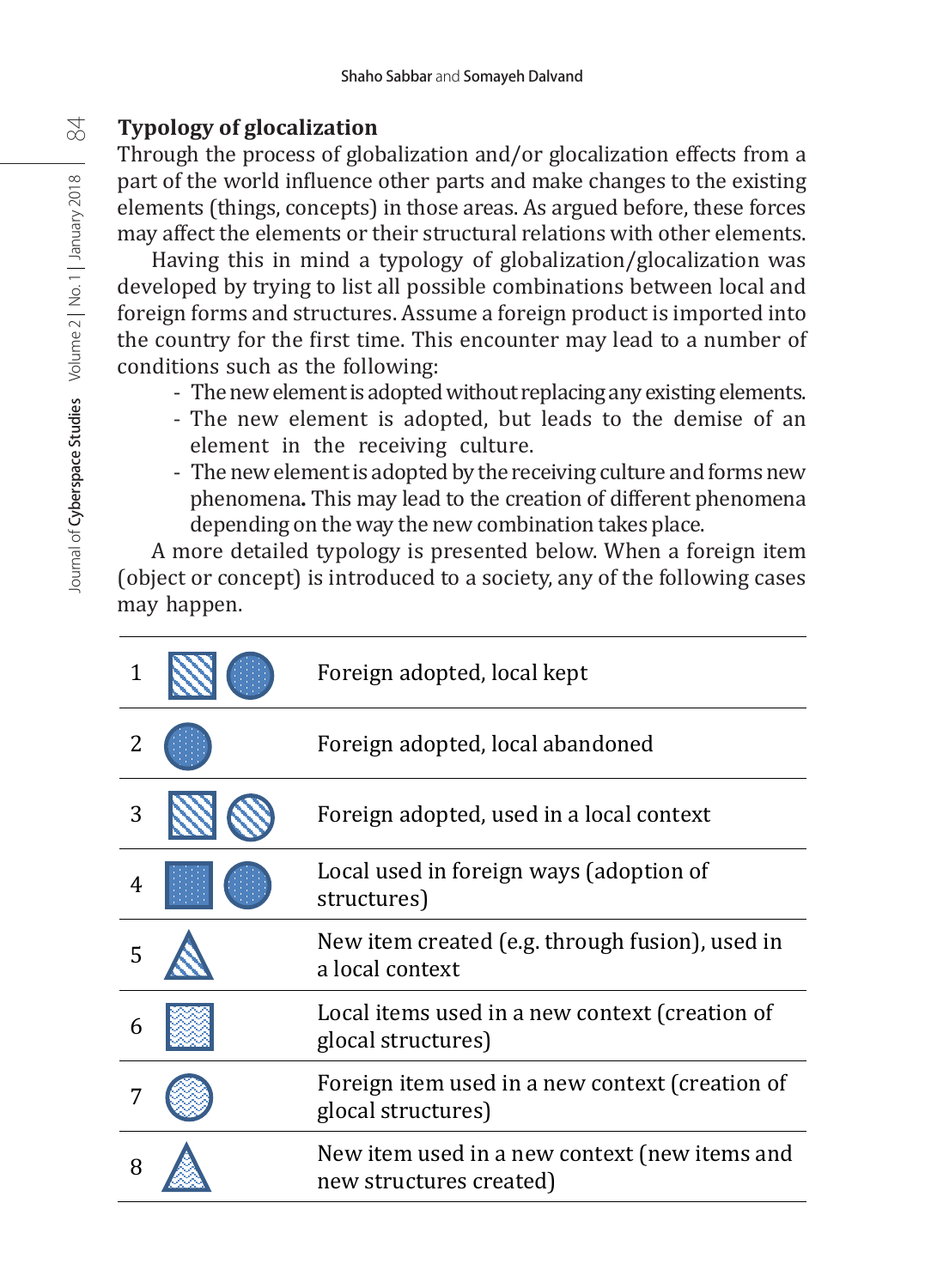## Typology of glocalization

Through the process of globalization and/or glocalization effects from a part of the world influence other parts and make changes to the existing elements (things, concepts) in those areas. As argued before, these forces may affect the elements or their structural relations with other elements.

Having this in mind a typology of globalization/glocalization was developed by trying to list all possible combinations between local and foreign forms and structures. Assume a foreign product is imported into the country for the first time. This encounter may lead to a number of conditions such as the following:

- The new element is adopted without replacing any existing elements.
- The new element is adopted, but leads to the demise of an element in the receiving culture.
- The new element is adopted by the receiving culture and forms new phenomena**.** This may lead to the creation of different phenomena depending on the way the new combination takes place.

A more detailed typology is presented below. When a foreign item (object or concept) is introduced to a society, any of the following cases may happen.

| | | |
|---|---|---|
| 1 | | Foreign adopted, local kept |
| 2 | | Foreign adopted, local abandoned |
| 3 | | Foreign adopted, used in a local context |
| 4 | | Local used in foreign ways (adoption of structures) |
| 5 | | New item created (e.g. through fusion), used in a local context |
| 6 | | Local items used in a new context (creation of glocal structures) |
| 7 | | Foreign item used in a new context (creation of glocal structures) |
| 8 | | New item used in a new context (new items and new structures created) |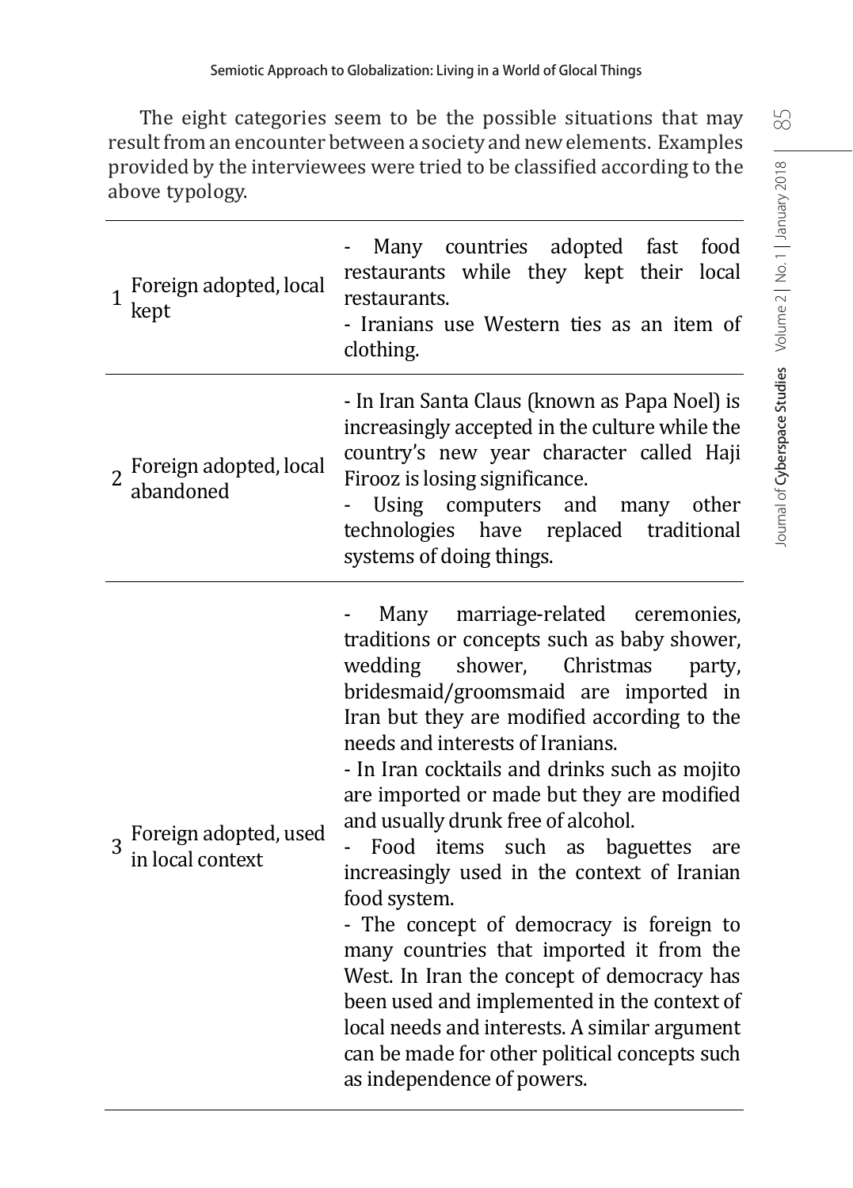The eight categories seem to be the possible situations that may result from an encounter between a society and new elements. Examples provided by the interviewees were tried to be classified according to the above typology.

| | | |
|---|---|---|
| 1 | Foreign adopted, local kept | - Many countries adopted fast food restaurants while they kept their local restaurants.<br>- Iranians use Western ties as an item of clothing. |
| 2 | Foreign adopted, local abandoned | - In Iran Santa Claus (known as Papa Noel) is increasingly accepted in the culture while the country's new year character called Haji Firooz is losing significance.<br>- Using computers and many other technologies have replaced traditional systems of doing things. |
| 3 | Foreign adopted, used in local context | - Many marriage-related ceremonies, traditions or concepts such as baby shower, wedding shower, Christmas party, bridesmaid/groomsmaid are imported in Iran but they are modified according to the needs and interests of Iranians.<br>- In Iran cocktails and drinks such as mojito are imported or made but they are modified and usually drunk free of alcohol.<br>- Food items such as baguettes are increasingly used in the context of Iranian food system.<br>- The concept of democracy is foreign to many countries that imported it from the West. In Iran the concept of democracy has been used and implemented in the context of local needs and interests. A similar argument can be made for other political concepts such as independence of powers. |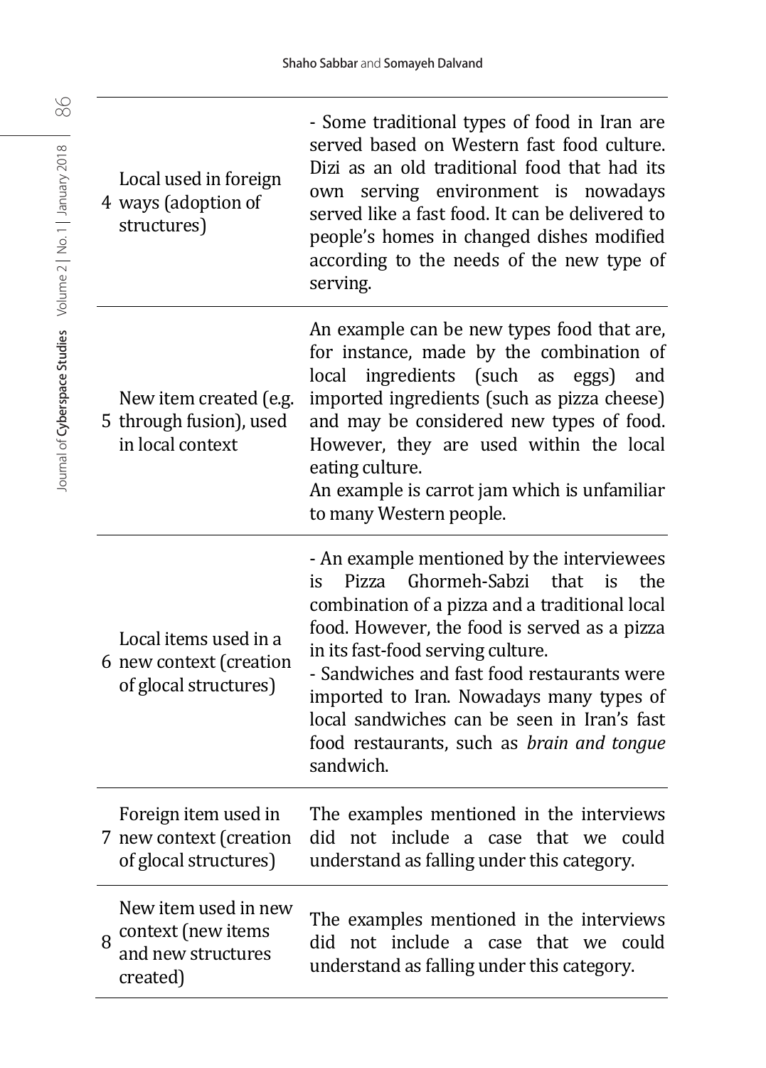| | | |
|---|---|---|
| 4 | Local used in foreign ways (adoption of structures) | - Some traditional types of food in Iran are served based on Western fast food culture. Dizi as an old traditional food that had its own serving environment is nowadays served like a fast food. It can be delivered to people's homes in changed dishes modified according to the needs of the new type of serving. |
| 5 | New item created (e.g. through fusion), used in local context | An example can be new types food that are, for instance, made by the combination of local ingredients (such as eggs) and imported ingredients (such as pizza cheese) and may be considered new types of food. However, they are used within the local eating culture.<br>An example is carrot jam which is unfamiliar to many Western people. |
| 6 | Local items used in a new context (creation of glocal structures) | - An example mentioned by the interviewees is Pizza Ghormeh-Sabzi that is the combination of a pizza and a traditional local food. However, the food is served as a pizza in its fast-food serving culture.<br>- Sandwiches and fast food restaurants were imported to Iran. Nowadays many types of local sandwiches can be seen in Iran's fast food restaurants, such as *brain and tongue* sandwich. |
| 7 | Foreign item used in new context (creation of glocal structures) | The examples mentioned in the interviews did not include a case that we could understand as falling under this category. |
| 8 | New item used in new context (new items and new structures created) | The examples mentioned in the interviews did not include a case that we could understand as falling under this category. |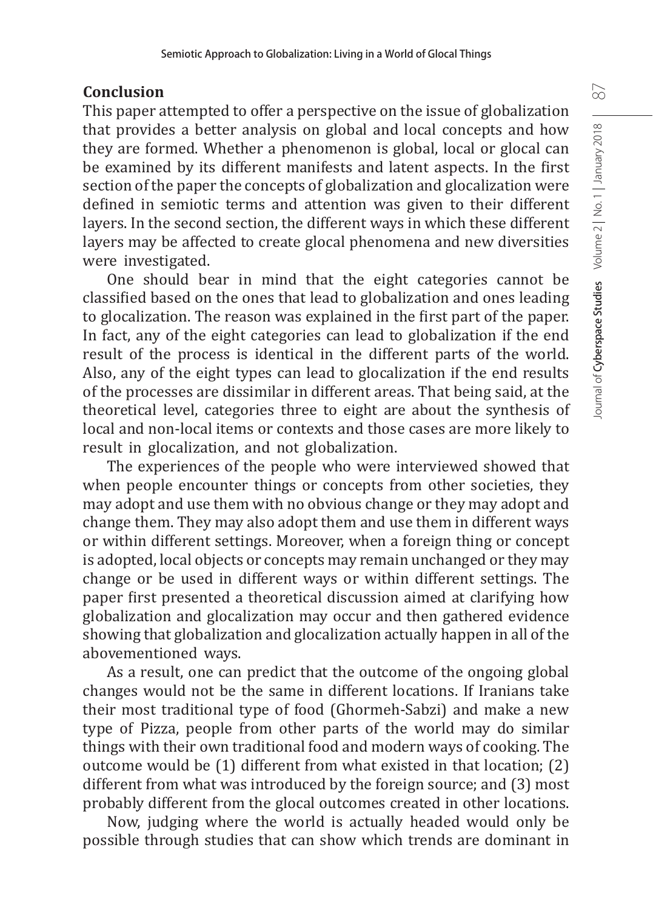## Conclusion

This paper attempted to offer a perspective on the issue of globalization that provides a better analysis on global and local concepts and how they are formed. Whether a phenomenon is global, local or glocal can be examined by its different manifests and latent aspects. In the first section of the paper the concepts of globalization and glocalization were defined in semiotic terms and attention was given to their different layers. In the second section, the different ways in which these different layers may be affected to create glocal phenomena and new diversities were investigated.

One should bear in mind that the eight categories cannot be classified based on the ones that lead to globalization and ones leading to glocalization. The reason was explained in the first part of the paper. In fact, any of the eight categories can lead to globalization if the end result of the process is identical in the different parts of the world. Also, any of the eight types can lead to glocalization if the end results of the processes are dissimilar in different areas. That being said, at the theoretical level, categories three to eight are about the synthesis of local and non-local items or contexts and those cases are more likely to result in glocalization, and not globalization.

The experiences of the people who were interviewed showed that when people encounter things or concepts from other societies, they may adopt and use them with no obvious change or they may adopt and change them. They may also adopt them and use them in different ways or within different settings. Moreover, when a foreign thing or concept is adopted, local objects or concepts may remain unchanged or they may change or be used in different ways or within different settings. The paper first presented a theoretical discussion aimed at clarifying how globalization and glocalization may occur and then gathered evidence showing that globalization and glocalization actually happen in all of the abovementioned ways.

As a result, one can predict that the outcome of the ongoing global changes would not be the same in different locations. If Iranians take their most traditional type of food (Ghormeh-Sabzi) and make a new type of Pizza, people from other parts of the world may do similar things with their own traditional food and modern ways of cooking. The outcome would be (1) different from what existed in that location; (2) different from what was introduced by the foreign source; and (3) most probably different from the glocal outcomes created in other locations.

Now, judging where the world is actually headed would only be possible through studies that can show which trends are dominant in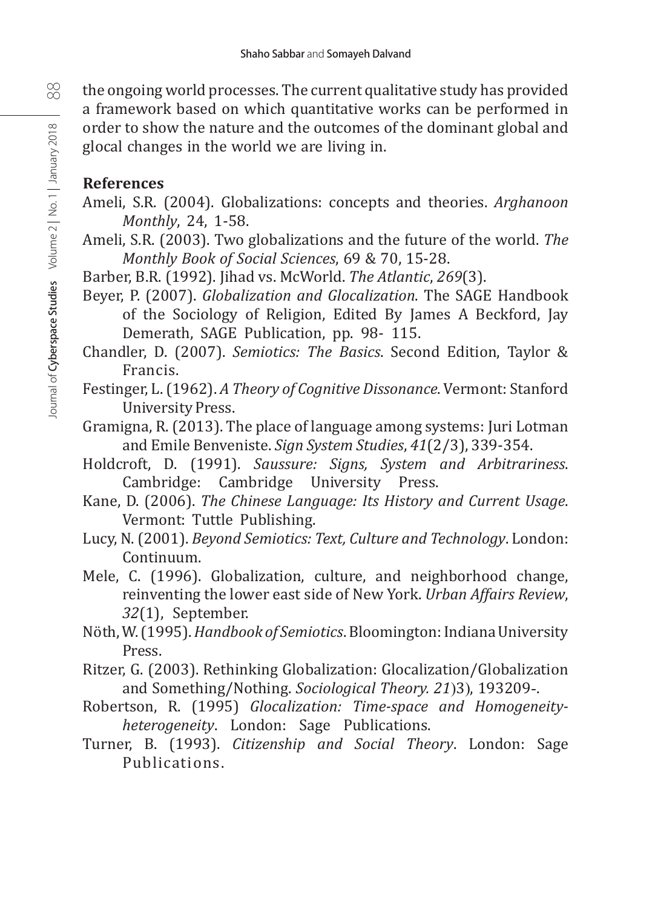the ongoing world processes. The current qualitative study has provided a framework based on which quantitative works can be performed in order to show the nature and the outcomes of the dominant global and glocal changes in the world we are living in.

## References

Ameli, S.R. (2004). Globalizations: concepts and theories. *Arghanoon Monthly*, 24, 1-58.

Ameli, S.R. (2003). Two globalizations and the future of the world. *The Monthly Book of Social Sciences*, 69 & 70, 15-28.

Barber, B.R. (1992). Jihad vs. McWorld. *The Atlantic*, *269*(3).

Beyer, P. (2007). *Globalization and Glocalization*. The SAGE Handbook of the Sociology of Religion, Edited By James A Beckford, Jay Demerath, SAGE Publication, pp. 98- 115.

Chandler, D. (2007). *Semiotics: The Basics*. Second Edition, Taylor & Francis.

Festinger, L. (1962). *A Theory of Cognitive Dissonance*. Vermont: Stanford University Press.

Gramigna, R. (2013). The place of language among systems: Juri Lotman and Emile Benveniste. *Sign System Studies*, *41*(2/3), 339-354.

Holdcroft, D. (1991). *Saussure: Signs, System and Arbitrariness*. Cambridge: Cambridge University Press.

Kane, D. (2006). *The Chinese Language: Its History and Current Usage*. Vermont: Tuttle Publishing.

Lucy, N. (2001). *Beyond Semiotics: Text, Culture and Technology*. London: Continuum.

Mele, C. (1996). Globalization, culture, and neighborhood change, reinventing the lower east side of New York. *Urban Affairs Review*, *32*(1), September.

Nöth, W. (1995). *Handbook of Semiotics*. Bloomington: Indiana University Press.

Ritzer, G. (2003). Rethinking Globalization: Glocalization/Globalization and Something/Nothing. *Sociological Theory. 21*)3), 193209-.

Robertson, R. (1995) *Glocalization: Time-space and Homogeneity-heterogeneity*. London: Sage Publications.

Turner, B. (1993). *Citizenship and Social Theory*. London: Sage Publications.